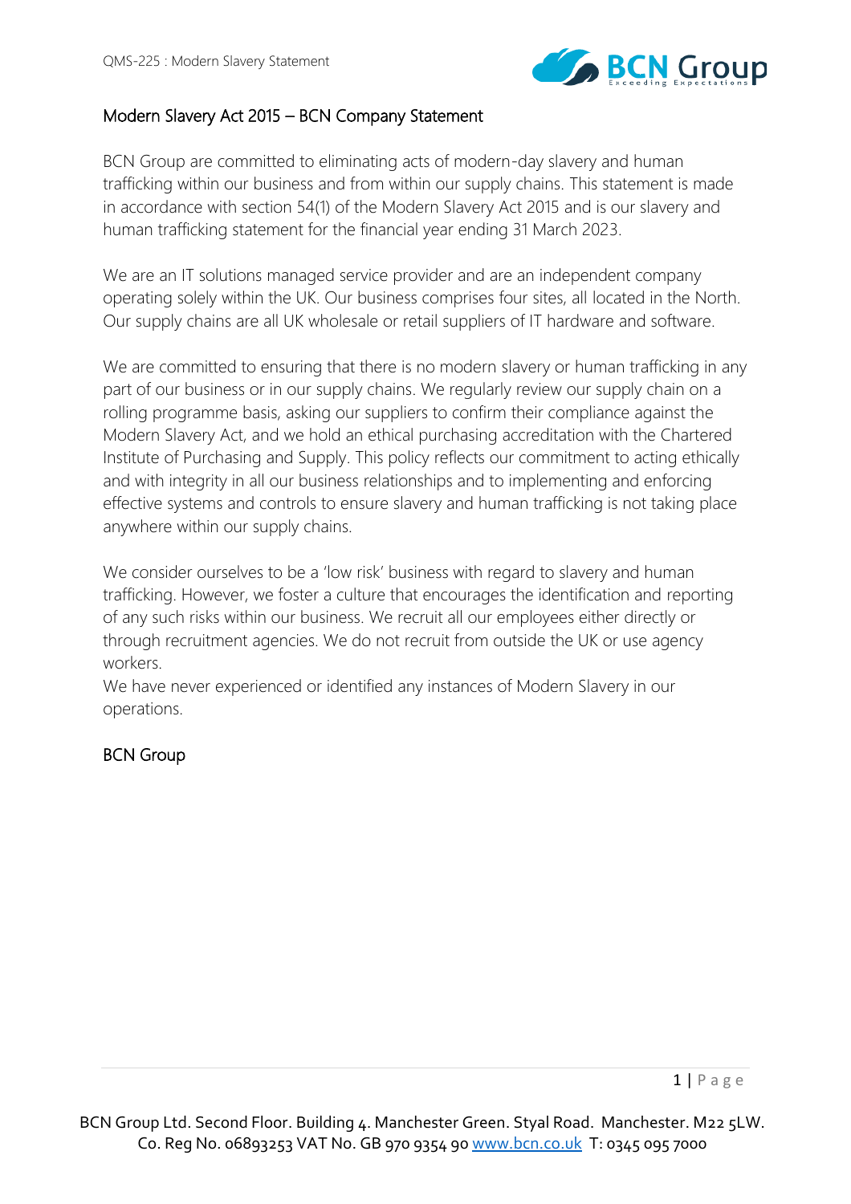## Modern Slavery Act 2015 – BCN Company Statement

BCN Group are committed to eliminating acts of modern-day slavery and human trafficking within our business and from within our supply chains. This statement is made in accordance with section 54(1) of the Modern Slavery Act 2015 and is our slavery and human trafficking statement for the financial year ending 31 March 2023.

We are an IT solutions managed service provider and are an independent company operating solely within the UK. Our business comprises four sites, all located in the North. Our supply chains are all UK wholesale or retail suppliers of IT hardware and software.

We are committed to ensuring that there is no modern slavery or human trafficking in any part of our business or in our supply chains. We regularly review our supply chain on a rolling programme basis, asking our suppliers to confirm their compliance against the Modern Slavery Act, and we hold an ethical purchasing accreditation with the Chartered Institute of Purchasing and Supply. This policy reflects our commitment to acting ethically and with integrity in all our business relationships and to implementing and enforcing effective systems and controls to ensure slavery and human trafficking is not taking place anywhere within our supply chains.

We consider ourselves to be a 'low risk' business with regard to slavery and human trafficking. However, we foster a culture that encourages the identification and reporting of any such risks within our business. We recruit all our employees either directly or through recruitment agencies. We do not recruit from outside the UK or use agency workers.
We have never experienced or identified any instances of Modern Slavery in our operations.

BCN Group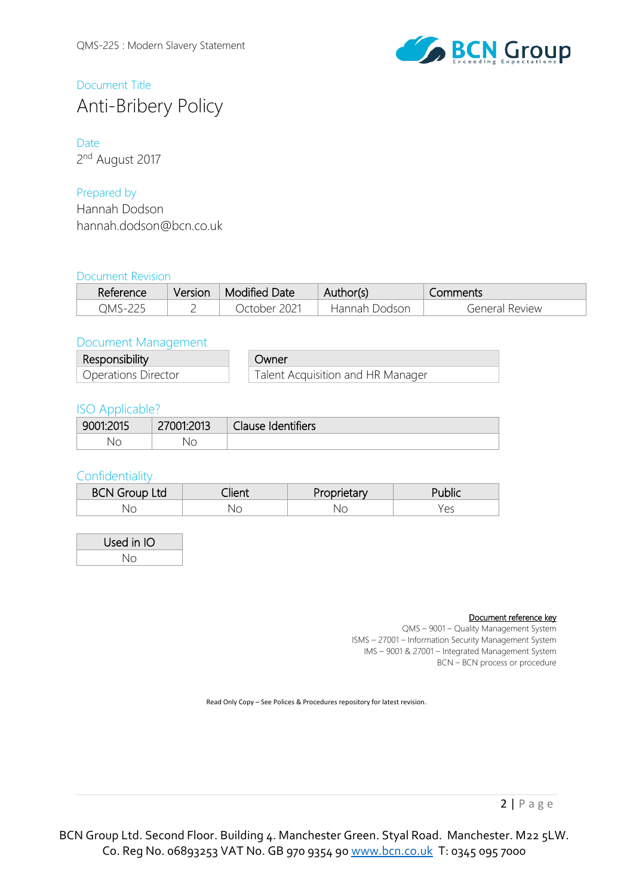Document Title

# Anti-Bribery Policy

Date

2nd August 2017

Prepared by

Hannah Dodson
hannah.dodson@bcn.co.uk

Document Revision

| Reference | Version | Modified Date | Author(s) | Comments |
| --- | --- | --- | --- | --- |
| QMS-225 | 2 | October 2021 | Hannah Dodson | General Review |

Document Management

| Responsibility |
| --- |
| Operations Director |

| Owner |
| --- |
| Talent Acquisition and HR Manager |

ISO Applicable?

| 9001:2015 | 27001:2013 | Clause Identifiers |
| --- | --- | --- |
| No | No | |

Confidentiality

| BCN Group Ltd | Client | Proprietary | Public |
| --- | --- | --- | --- |
| No | No | No | Yes |

| Used in IO |
| --- |
| No |

Document reference key
QMS – 9001 – Quality Management System
ISMS – 27001 – Information Security Management System
IMS – 9001 & 27001 – Integrated Management System
BCN – BCN process or procedure

Read Only Copy – See Polices & Procedures repository for latest revision.

BCN Group Ltd. Second Floor. Building 4. Manchester Green. Styal Road. Manchester. M22 5LW.
Co. Reg No. 06893253 VAT No. GB 970 9354 90 www.bcn.co.uk T: 0345 095 7000